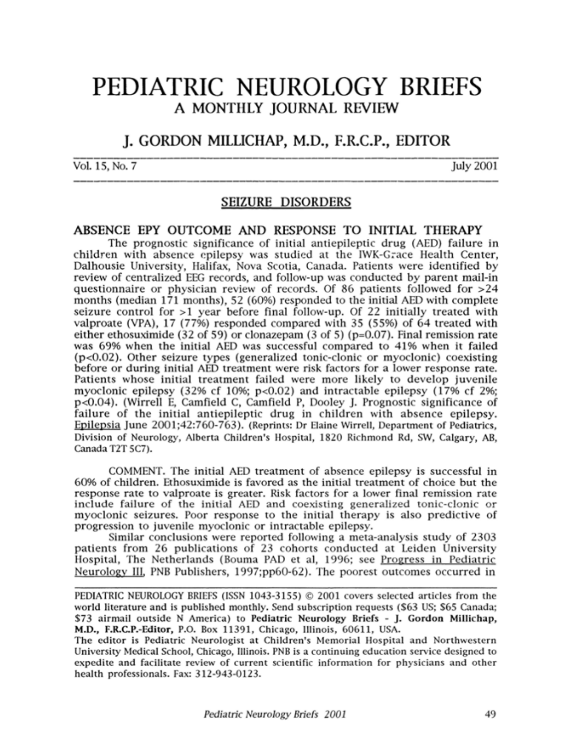# PEDIATRIC NEUROLOGY BRIEFS

## A MONTHLY JOURNAL REVIEW

## J. GORDON MILLICHAP, M.D., F.R.C.P., EDITOR

Vol. 15, No. 7 July 2001

## SEIZURE DISORDERS

### ABSENCE EPY OUTCOME AND RESPONSE TO INITIAL THERAPY

The prognostic significance of initial antiepileptic drug (AED) failure in children with absence epilepsy was studied at the IWK-Grace Health Center, Dalhousie University, Halifax, Nova Scotia, Canada. Patients were identified by review of centralized EEG records, and follow-up was conducted by parent mail-in questionnaire or physician review of records. Of 86 patients followed for >24 months (median 171 months), 52 (60%) responded to the initial AED with complete seizure control for >1 year before final follow-up. Of 22 initially treated with valproate (VPA), 17 (77%) responded compared with 35 (55%) of 64 treated with either ethosuximide (32 of 59) or clonazepam (3 of 5) ($p=0.07$). Final remission rate was 69% when the initial AED was successful compared to 41% when it failed ($p<0.02$). Other seizure types (generalized tonic-clonic or myoclonic) coexisting before or during initial AED treatment were risk factors for a lower response rate. Patients whose initial treatment failed were more likely to develop juvenile myoclonic epilepsy (32% cf 10%; $p<0.02$) and intractable epilepsy (17% cf 2%; $p<0.04$). (Wirrell E, Camfield C, Camfield P, Dooley J. Prognostic significance of failure of the initial antiepileptic drug in children with absence epilepsy. Epilepsia June 2001;42:760-763). (Reprints: Dr Elaine Wirrell, Department of Pediatrics, Division of Neurology, Alberta Children's Hospital, 1820 Richmond Rd, SW, Calgary, AB, Canada T2T 5C7).

COMMENT. The initial AED treatment of absence epilepsy is successful in 60% of children. Ethosuximide is favored as the initial treatment of choice but the response rate to valproate is greater. Risk factors for a lower final remission rate include failure of the initial AED and coexisting generalized tonic-clonic or myoclonic seizures. Poor response to the initial therapy is also predictive of progression to juvenile myoclonic or intractable epilepsy.

Similar conclusions were reported following a meta-analysis study of 2303 patients from 26 publications of 23 cohorts conducted at Leiden University Hospital, The Netherlands (Bouma PAD et al, 1996; see Progress in Pediatric Neurology III, PNB Publishers, 1997;pp60-62). The poorest outcomes occurred in

---

PEDIATRIC NEUROLOGY BRIEFS (ISSN 1043-3155) © 2001 covers selected articles from the world literature and is published monthly. Send subscription requests ($63 US; $65 Canada; $73 airmail outside N America) to **Pediatric Neurology Briefs - J. Gordon Millichap, M.D., F.R.C.P.-Editor,** P.O. Box 11391, Chicago, Illinois, 60611, USA.
The editor is Pediatric Neurologist at Children's Memorial Hospital and Northwestern University Medical School, Chicago, Illinois. PNB is a continuing education service designed to expedite and facilitate review of current scientific information for physicians and other health professionals. Fax: 312-943-0123.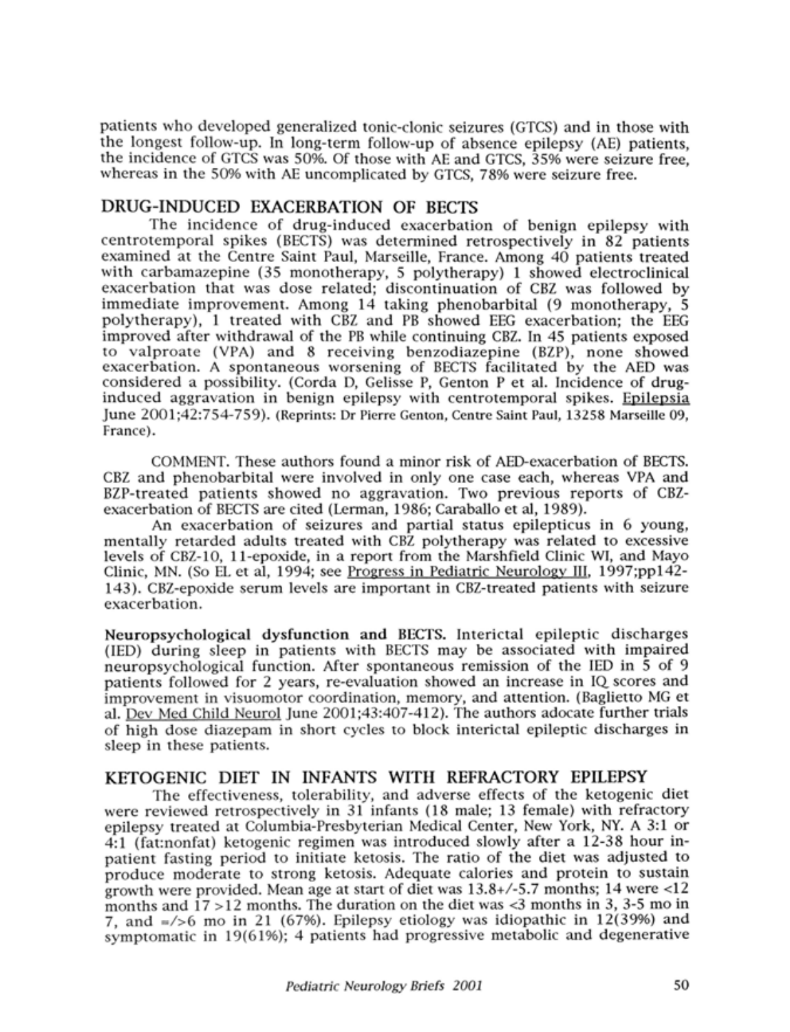patients who developed generalized tonic-clonic seizures (GTCS) and in those with the longest follow-up. In long-term follow-up of absence epilepsy (AE) patients, the incidence of GTCS was 50%. Of those with AE and GTCS, 35% were seizure free, whereas in the 50% with AE uncomplicated by GTCS, 78% were seizure free.

## DRUG-INDUCED EXACERBATION OF BECTS

The incidence of drug-induced exacerbation of benign epilepsy with centrotemporal spikes (BECTS) was determined retrospectively in 82 patients examined at the Centre Saint Paul, Marseille, France. Among 40 patients treated with carbamazepine (35 monotherapy, 5 polytherapy) 1 showed electroclinical exacerbation that was dose related; discontinuation of CBZ was followed by immediate improvement. Among 14 taking phenobarbital (9 monotherapy, 5 polytherapy), 1 treated with CBZ and PB showed EEG exacerbation; the EEG improved after withdrawal of the PB while continuing CBZ. In 45 patients exposed to valproate (VPA) and 8 receiving benzodiazepine (BZP), none showed exacerbation. A spontaneous worsening of BECTS facilitated by the AED was considered a possibility. (Corda D, Gelisse P, Genton P et al. Incidence of drug-induced aggravation in benign epilepsy with centrotemporal spikes. Epilepsia June 2001;42:754-759). (Reprints: Dr Pierre Genton, Centre Saint Paul, 13258 Marseille 09, France).

COMMENT. These authors found a minor risk of AED-exacerbation of BECTS. CBZ and phenobarbital were involved in only one case each, whereas VPA and BZP-treated patients showed no aggravation. Two previous reports of CBZ-exacerbation of BECTS are cited (Lerman, 1986; Caraballo et al, 1989).

An exacerbation of seizures and partial status epilepticus in 6 young, mentally retarded adults treated with CBZ polytherapy was related to excessive levels of CBZ-10, 11-epoxide, in a report from the Marshfield Clinic WI, and Mayo Clinic, MN. (So EL et al, 1994; see Progress in Pediatric Neurology III, 1997;pp142-143). CBZ-epoxide serum levels are important in CBZ-treated patients with seizure exacerbation.

**Neuropsychological dysfunction and BECTS.** Interictal epileptic discharges (IED) during sleep in patients with BECTS may be associated with impaired neuropsychological function. After spontaneous remission of the IED in 5 of 9 patients followed for 2 years, re-evaluation showed an increase in IQ scores and improvement in visuomotor coordination, memory, and attention. (Baglietto MG et al. Dev Med Child Neurol June 2001;43:407-412). The authors adocate further trials of high dose diazepam in short cycles to block interictal epileptic discharges in sleep in these patients.

## KETOGENIC DIET IN INFANTS WITH REFRACTORY EPILEPSY

The effectiveness, tolerability, and adverse effects of the ketogenic diet were reviewed retrospectively in 31 infants (18 male; 13 female) with refractory epilepsy treated at Columbia-Presbyterian Medical Center, New York, NY. A 3:1 or 4:1 (fat:nonfat) ketogenic regimen was introduced slowly after a 12-38 hour in-patient fasting period to initiate ketosis. The ratio of the diet was adjusted to produce moderate to strong ketosis. Adequate calories and protein to sustain growth were provided. Mean age at start of diet was 13.8+/-5.7 months; 14 were <12 months and 17 >12 months. The duration on the diet was <3 months in 3, 3-5 mo in 7, and =/>6 mo in 21 (67%). Epilepsy etiology was idiopathic in 12(39%) and symptomatic in 19(61%); 4 patients had progressive metabolic and degenerative